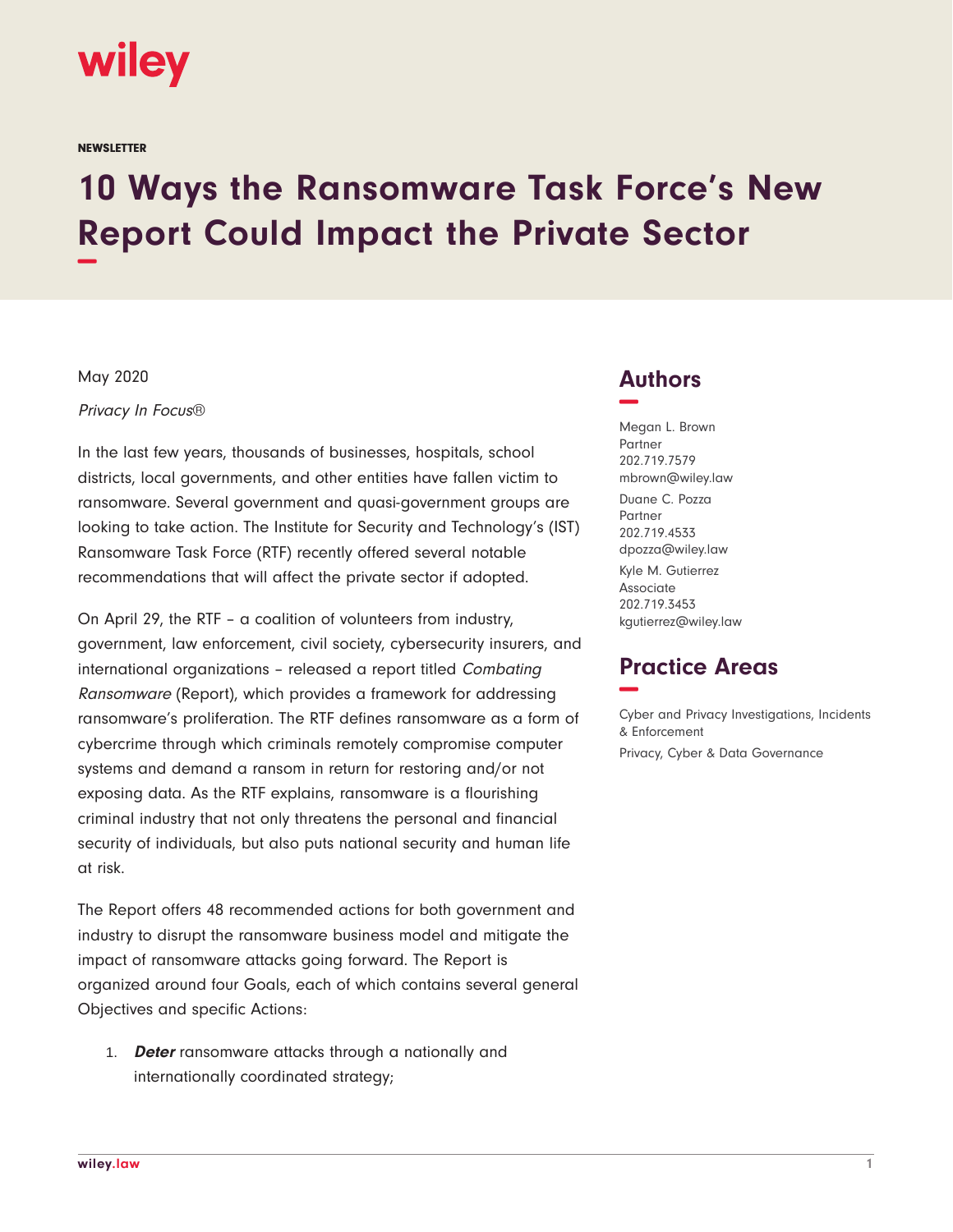NEWSLETTER

# 10 Ways the Ransomware Task Force's New Report Could Impact the Private Sector

May 2020

*Privacy In Focus®*

In the last few years, thousands of businesses, hospitals, school districts, local governments, and other entities have fallen victim to ransomware. Several government and quasi-government groups are looking to take action. The Institute for Security and Technology's (IST) Ransomware Task Force (RTF) recently offered several notable recommendations that will affect the private sector if adopted.

On April 29, the RTF – a coalition of volunteers from industry, government, law enforcement, civil society, cybersecurity insurers, and international organizations – released a report titled *Combating Ransomware* (Report), which provides a framework for addressing ransomware's proliferation. The RTF defines ransomware as a form of cybercrime through which criminals remotely compromise computer systems and demand a ransom in return for restoring and/or not exposing data. As the RTF explains, ransomware is a flourishing criminal industry that not only threatens the personal and financial security of individuals, but also puts national security and human life at risk.

The Report offers 48 recommended actions for both government and industry to disrupt the ransomware business model and mitigate the impact of ransomware attacks going forward. The Report is organized around four Goals, each of which contains several general Objectives and specific Actions:

1. ***Deter*** ransomware attacks through a nationally and internationally coordinated strategy;

## Authors

Megan L. Brown
Partner
202.719.7579
mbrown@wiley.law

Duane C. Pozza
Partner
202.719.4533
dpozza@wiley.law

Kyle M. Gutierrez
Associate
202.719.3453
kgutierrez@wiley.law

## Practice Areas

Cyber and Privacy Investigations, Incidents & Enforcement

Privacy, Cyber & Data Governance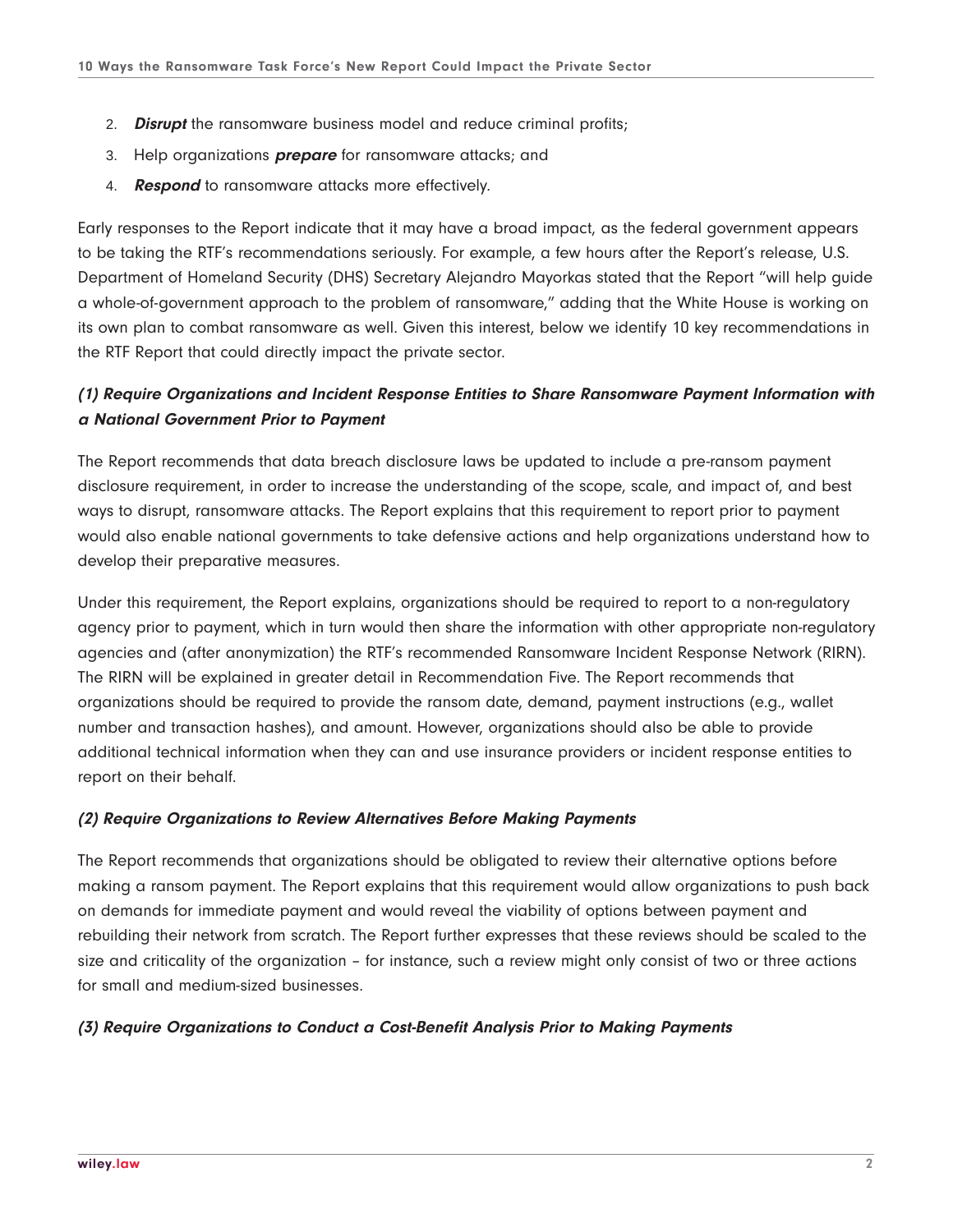2. ***Disrupt*** the ransomware business model and reduce criminal profits;
3. Help organizations ***prepare*** for ransomware attacks; and
4. ***Respond*** to ransomware attacks more effectively.

Early responses to the Report indicate that it may have a broad impact, as the federal government appears to be taking the RTF's recommendations seriously. For example, a few hours after the Report's release, U.S. Department of Homeland Security (DHS) Secretary Alejandro Mayorkas stated that the Report "will help guide a whole-of-government approach to the problem of ransomware," adding that the White House is working on its own plan to combat ransomware as well. Given this interest, below we identify 10 key recommendations in the RTF Report that could directly impact the private sector.

### *(1) Require Organizations and Incident Response Entities to Share Ransomware Payment Information with a National Government Prior to Payment*

The Report recommends that data breach disclosure laws be updated to include a pre-ransom payment disclosure requirement, in order to increase the understanding of the scope, scale, and impact of, and best ways to disrupt, ransomware attacks. The Report explains that this requirement to report prior to payment would also enable national governments to take defensive actions and help organizations understand how to develop their preparative measures.

Under this requirement, the Report explains, organizations should be required to report to a non-regulatory agency prior to payment, which in turn would then share the information with other appropriate non-regulatory agencies and (after anonymization) the RTF's recommended Ransomware Incident Response Network (RIRN). The RIRN will be explained in greater detail in Recommendation Five. The Report recommends that organizations should be required to provide the ransom date, demand, payment instructions (e.g., wallet number and transaction hashes), and amount. However, organizations should also be able to provide additional technical information when they can and use insurance providers or incident response entities to report on their behalf.

### *(2) Require Organizations to Review Alternatives Before Making Payments*

The Report recommends that organizations should be obligated to review their alternative options before making a ransom payment. The Report explains that this requirement would allow organizations to push back on demands for immediate payment and would reveal the viability of options between payment and rebuilding their network from scratch. The Report further expresses that these reviews should be scaled to the size and criticality of the organization – for instance, such a review might only consist of two or three actions for small and medium-sized businesses.

### *(3) Require Organizations to Conduct a Cost-Benefit Analysis Prior to Making Payments*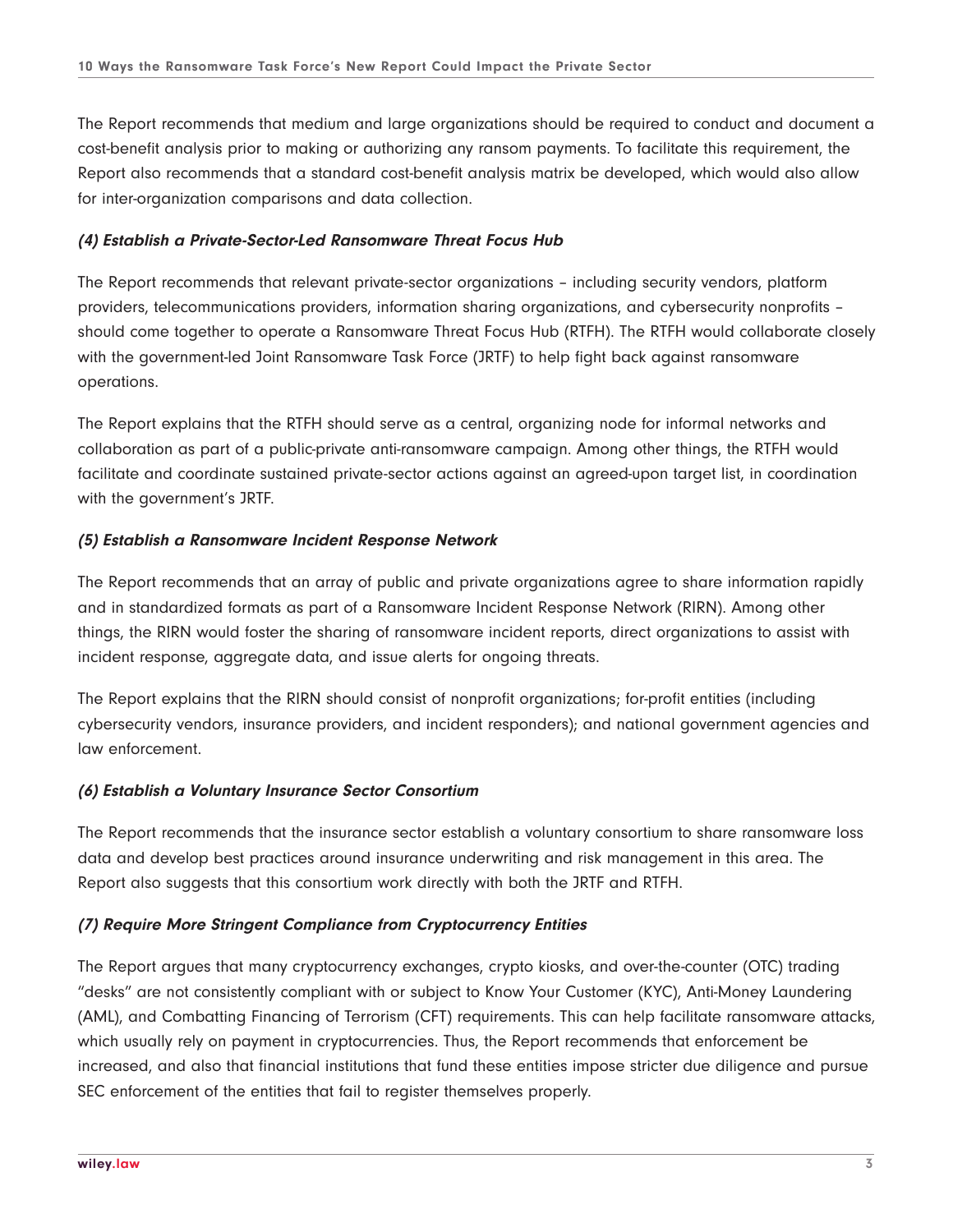The Report recommends that medium and large organizations should be required to conduct and document a cost-benefit analysis prior to making or authorizing any ransom payments. To facilitate this requirement, the Report also recommends that a standard cost-benefit analysis matrix be developed, which would also allow for inter-organization comparisons and data collection.

### *(4) Establish a Private-Sector-Led Ransomware Threat Focus Hub*

The Report recommends that relevant private-sector organizations – including security vendors, platform providers, telecommunications providers, information sharing organizations, and cybersecurity nonprofits – should come together to operate a Ransomware Threat Focus Hub (RTFH). The RTFH would collaborate closely with the government-led Joint Ransomware Task Force (JRTF) to help fight back against ransomware operations.

The Report explains that the RTFH should serve as a central, organizing node for informal networks and collaboration as part of a public-private anti-ransomware campaign. Among other things, the RTFH would facilitate and coordinate sustained private-sector actions against an agreed-upon target list, in coordination with the government's JRTF.

### *(5) Establish a Ransomware Incident Response Network*

The Report recommends that an array of public and private organizations agree to share information rapidly and in standardized formats as part of a Ransomware Incident Response Network (RIRN). Among other things, the RIRN would foster the sharing of ransomware incident reports, direct organizations to assist with incident response, aggregate data, and issue alerts for ongoing threats.

The Report explains that the RIRN should consist of nonprofit organizations; for-profit entities (including cybersecurity vendors, insurance providers, and incident responders); and national government agencies and law enforcement.

### *(6) Establish a Voluntary Insurance Sector Consortium*

The Report recommends that the insurance sector establish a voluntary consortium to share ransomware loss data and develop best practices around insurance underwriting and risk management in this area. The Report also suggests that this consortium work directly with both the JRTF and RTFH.

### *(7) Require More Stringent Compliance from Cryptocurrency Entities*

The Report argues that many cryptocurrency exchanges, crypto kiosks, and over-the-counter (OTC) trading "desks" are not consistently compliant with or subject to Know Your Customer (KYC), Anti-Money Laundering (AML), and Combatting Financing of Terrorism (CFT) requirements. This can help facilitate ransomware attacks, which usually rely on payment in cryptocurrencies. Thus, the Report recommends that enforcement be increased, and also that financial institutions that fund these entities impose stricter due diligence and pursue SEC enforcement of the entities that fail to register themselves properly.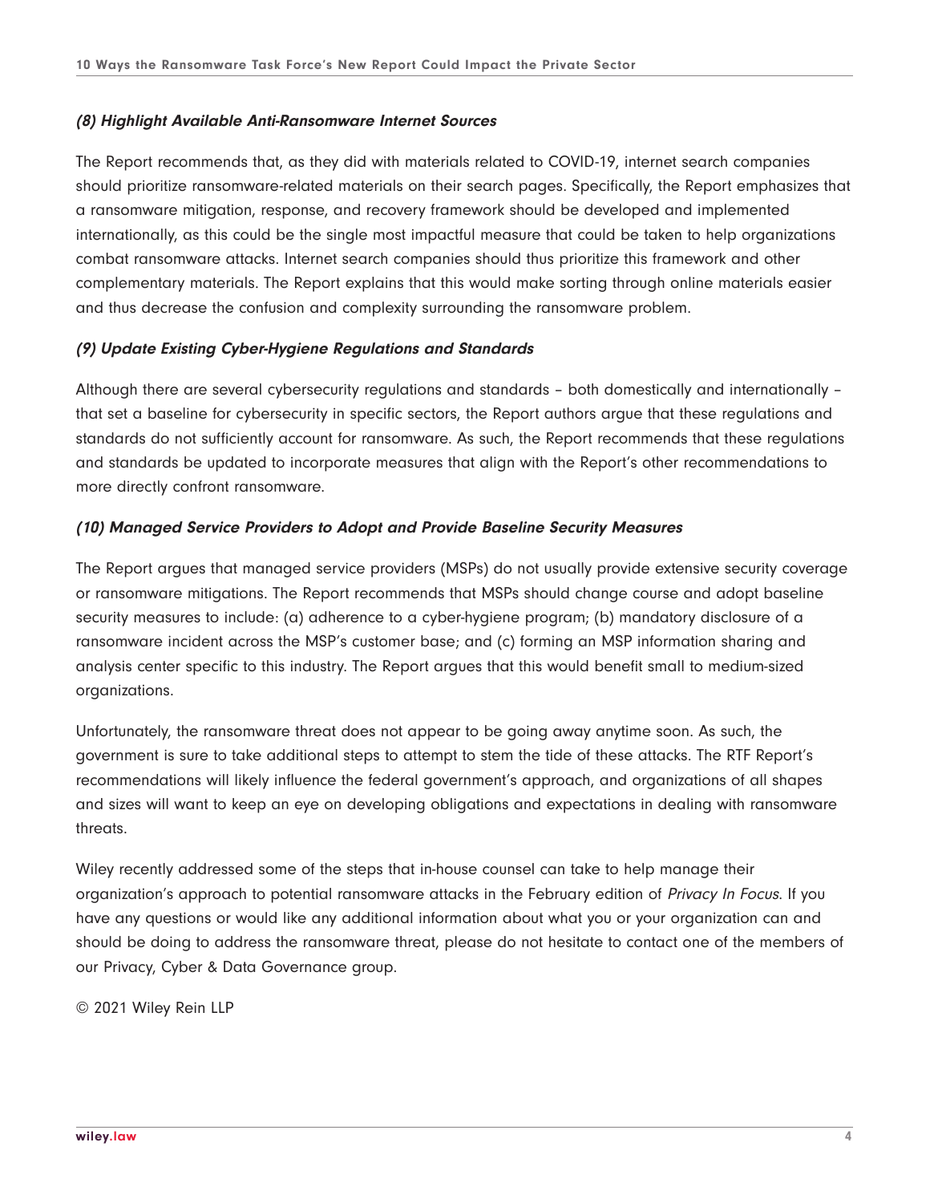### *(8) Highlight Available Anti-Ransomware Internet Sources*

The Report recommends that, as they did with materials related to COVID-19, internet search companies should prioritize ransomware-related materials on their search pages. Specifically, the Report emphasizes that a ransomware mitigation, response, and recovery framework should be developed and implemented internationally, as this could be the single most impactful measure that could be taken to help organizations combat ransomware attacks. Internet search companies should thus prioritize this framework and other complementary materials. The Report explains that this would make sorting through online materials easier and thus decrease the confusion and complexity surrounding the ransomware problem.

### *(9) Update Existing Cyber-Hygiene Regulations and Standards*

Although there are several cybersecurity regulations and standards – both domestically and internationally – that set a baseline for cybersecurity in specific sectors, the Report authors argue that these regulations and standards do not sufficiently account for ransomware. As such, the Report recommends that these regulations and standards be updated to incorporate measures that align with the Report's other recommendations to more directly confront ransomware.

### *(10) Managed Service Providers to Adopt and Provide Baseline Security Measures*

The Report argues that managed service providers (MSPs) do not usually provide extensive security coverage or ransomware mitigations. The Report recommends that MSPs should change course and adopt baseline security measures to include: (a) adherence to a cyber-hygiene program; (b) mandatory disclosure of a ransomware incident across the MSP's customer base; and (c) forming an MSP information sharing and analysis center specific to this industry. The Report argues that this would benefit small to medium-sized organizations.

Unfortunately, the ransomware threat does not appear to be going away anytime soon. As such, the government is sure to take additional steps to attempt to stem the tide of these attacks. The RTF Report's recommendations will likely influence the federal government's approach, and organizations of all shapes and sizes will want to keep an eye on developing obligations and expectations in dealing with ransomware threats.

Wiley recently addressed some of the steps that in-house counsel can take to help manage their organization's approach to potential ransomware attacks in the February edition of *Privacy In Focus*. If you have any questions or would like any additional information about what you or your organization can and should be doing to address the ransomware threat, please do not hesitate to contact one of the members of our Privacy, Cyber & Data Governance group.

© 2021 Wiley Rein LLP